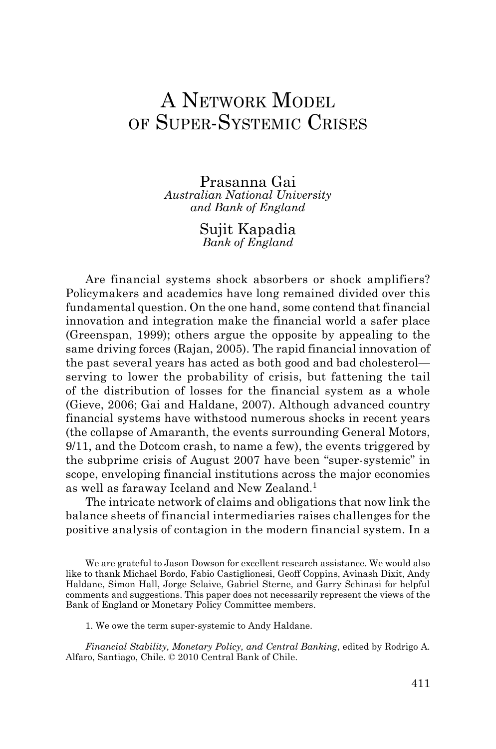# A Network Model of Super-Systemic Crises

Prasanna Gai
*Australian National University and Bank of England*

Sujit Kapadia
*Bank of England*

Are financial systems shock absorbers or shock amplifiers? Policymakers and academics have long remained divided over this fundamental question. On the one hand, some contend that financial innovation and integration make the financial world a safer place (Greenspan, 1999); others argue the opposite by appealing to the same driving forces (Rajan, 2005). The rapid financial innovation of the past several years has acted as both good and bad cholesterol—serving to lower the probability of crisis, but fattening the tail of the distribution of losses for the financial system as a whole (Gieve, 2006; Gai and Haldane, 2007). Although advanced country financial systems have withstood numerous shocks in recent years (the collapse of Amaranth, the events surrounding General Motors, 9/11, and the Dotcom crash, to name a few), the events triggered by the subprime crisis of August 2007 have been "super-systemic" in scope, enveloping financial institutions across the major economies as well as faraway Iceland and New Zealand.[1]

The intricate network of claims and obligations that now link the balance sheets of financial intermediaries raises challenges for the positive analysis of contagion in the modern financial system. In a

We are grateful to Jason Dowson for excellent research assistance. We would also like to thank Michael Bordo, Fabio Castiglionesi, Geoff Coppins, Avinash Dixit, Andy Haldane, Simon Hall, Jorge Selaive, Gabriel Sterne, and Garry Schinasi for helpful comments and suggestions. This paper does not necessarily represent the views of the Bank of England or Monetary Policy Committee members.

1. We owe the term super-systemic to Andy Haldane.

*Financial Stability, Monetary Policy, and Central Banking*, edited by Rodrigo A. Alfaro, Santiago, Chile. © 2010 Central Bank of Chile.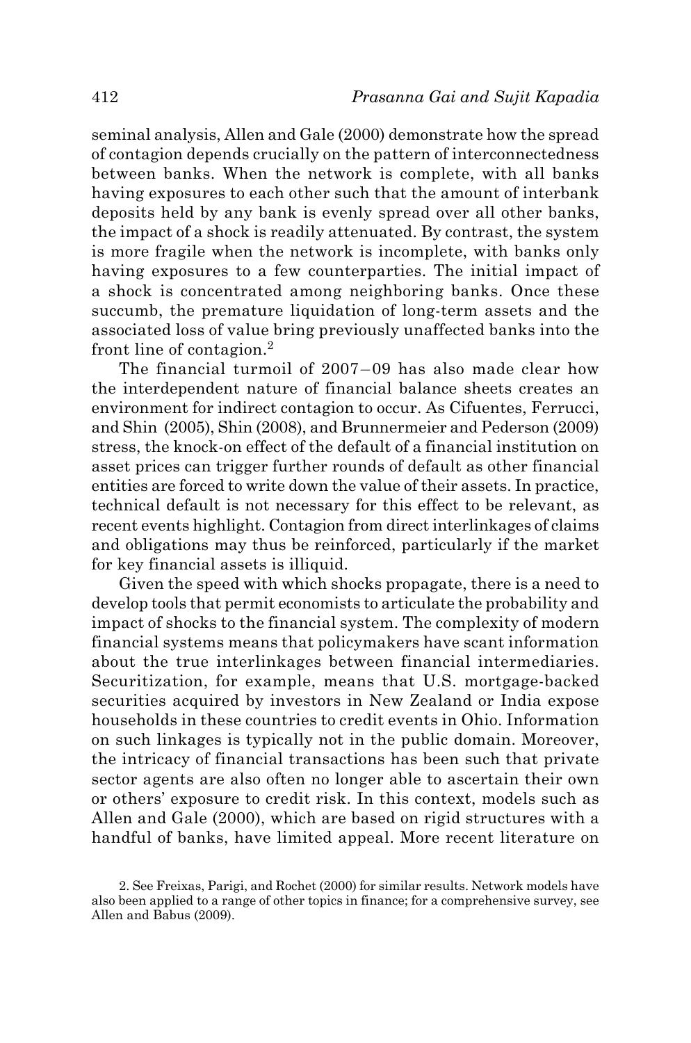seminal analysis, Allen and Gale (2000) demonstrate how the spread of contagion depends crucially on the pattern of interconnectedness between banks. When the network is complete, with all banks having exposures to each other such that the amount of interbank deposits held by any bank is evenly spread over all other banks, the impact of a shock is readily attenuated. By contrast, the system is more fragile when the network is incomplete, with banks only having exposures to a few counterparties. The initial impact of a shock is concentrated among neighboring banks. Once these succumb, the premature liquidation of long-term assets and the associated loss of value bring previously unaffected banks into the front line of contagion.[2]

The financial turmoil of 2007–09 has also made clear how the interdependent nature of financial balance sheets creates an environment for indirect contagion to occur. As Cifuentes, Ferrucci, and Shin (2005), Shin (2008), and Brunnermeier and Pederson (2009) stress, the knock-on effect of the default of a financial institution on asset prices can trigger further rounds of default as other financial entities are forced to write down the value of their assets. In practice, technical default is not necessary for this effect to be relevant, as recent events highlight. Contagion from direct interlinkages of claims and obligations may thus be reinforced, particularly if the market for key financial assets is illiquid.

Given the speed with which shocks propagate, there is a need to develop tools that permit economists to articulate the probability and impact of shocks to the financial system. The complexity of modern financial systems means that policymakers have scant information about the true interlinkages between financial intermediaries. Securitization, for example, means that U.S. mortgage-backed securities acquired by investors in New Zealand or India expose households in these countries to credit events in Ohio. Information on such linkages is typically not in the public domain. Moreover, the intricacy of financial transactions has been such that private sector agents are also often no longer able to ascertain their own or others' exposure to credit risk. In this context, models such as Allen and Gale (2000), which are based on rigid structures with a handful of banks, have limited appeal. More recent literature on

2. See Freixas, Parigi, and Rochet (2000) for similar results. Network models have also been applied to a range of other topics in finance; for a comprehensive survey, see Allen and Babus (2009).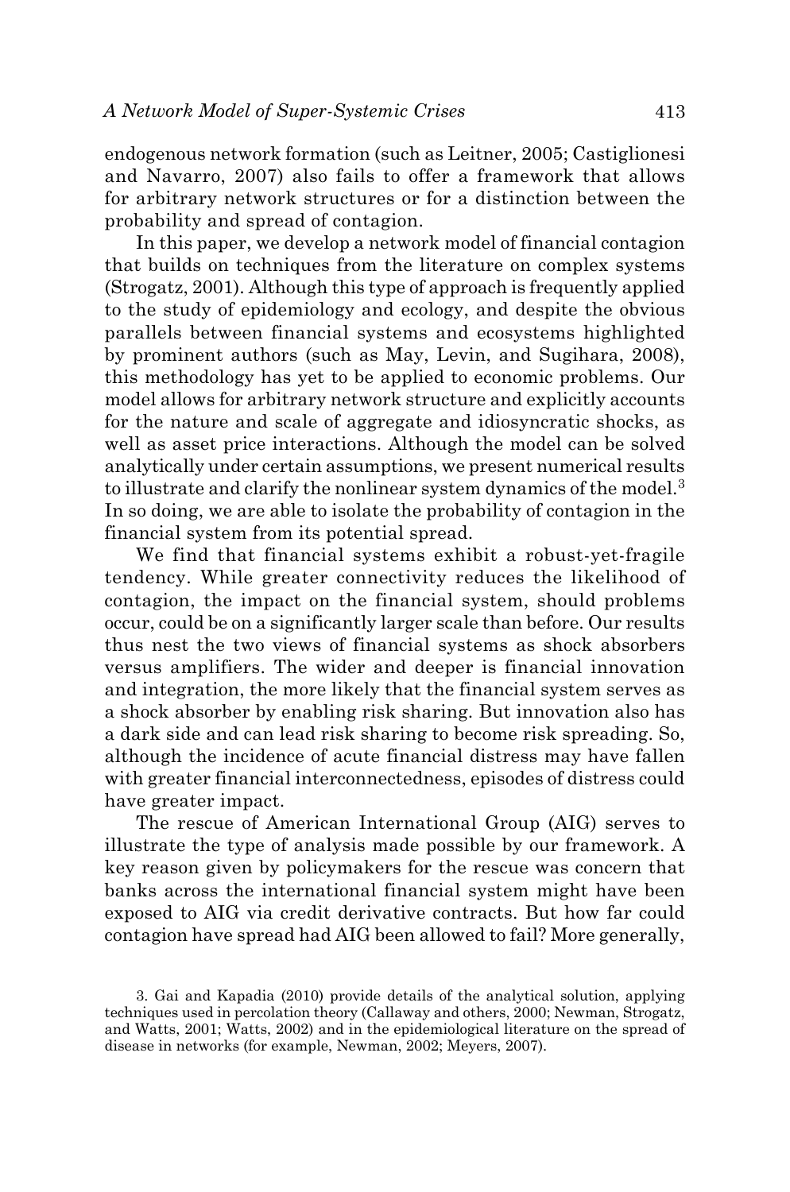endogenous network formation (such as Leitner, 2005; Castiglionesi and Navarro, 2007) also fails to offer a framework that allows for arbitrary network structures or for a distinction between the probability and spread of contagion.

In this paper, we develop a network model of financial contagion that builds on techniques from the literature on complex systems (Strogatz, 2001). Although this type of approach is frequently applied to the study of epidemiology and ecology, and despite the obvious parallels between financial systems and ecosystems highlighted by prominent authors (such as May, Levin, and Sugihara, 2008), this methodology has yet to be applied to economic problems. Our model allows for arbitrary network structure and explicitly accounts for the nature and scale of aggregate and idiosyncratic shocks, as well as asset price interactions. Although the model can be solved analytically under certain assumptions, we present numerical results to illustrate and clarify the nonlinear system dynamics of the model.[3] In so doing, we are able to isolate the probability of contagion in the financial system from its potential spread.

We find that financial systems exhibit a robust-yet-fragile tendency. While greater connectivity reduces the likelihood of contagion, the impact on the financial system, should problems occur, could be on a significantly larger scale than before. Our results thus nest the two views of financial systems as shock absorbers versus amplifiers. The wider and deeper is financial innovation and integration, the more likely that the financial system serves as a shock absorber by enabling risk sharing. But innovation also has a dark side and can lead risk sharing to become risk spreading. So, although the incidence of acute financial distress may have fallen with greater financial interconnectedness, episodes of distress could have greater impact.

The rescue of American International Group (AIG) serves to illustrate the type of analysis made possible by our framework. A key reason given by policymakers for the rescue was concern that banks across the international financial system might have been exposed to AIG via credit derivative contracts. But how far could contagion have spread had AIG been allowed to fail? More generally,

3. Gai and Kapadia (2010) provide details of the analytical solution, applying techniques used in percolation theory (Callaway and others, 2000; Newman, Strogatz, and Watts, 2001; Watts, 2002) and in the epidemiological literature on the spread of disease in networks (for example, Newman, 2002; Meyers, 2007).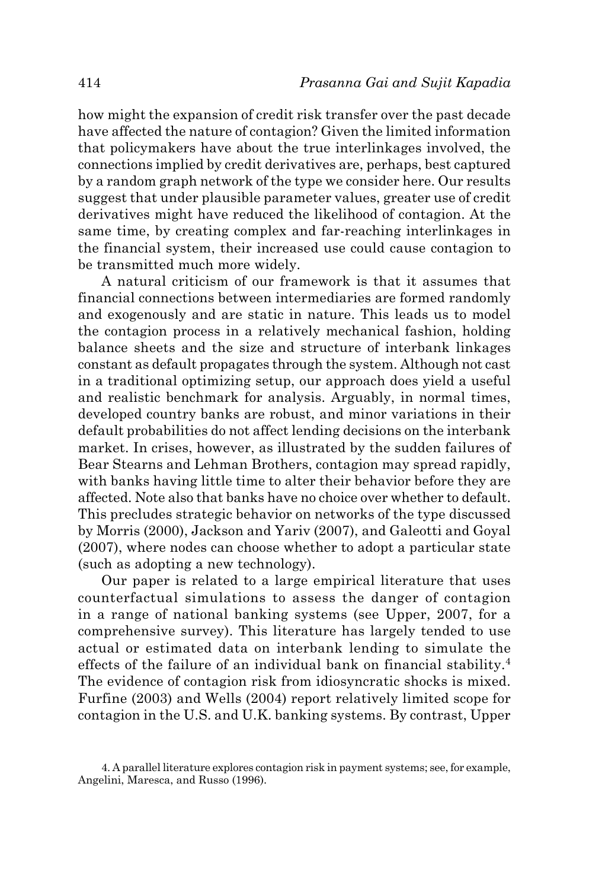how might the expansion of credit risk transfer over the past decade have affected the nature of contagion? Given the limited information that policymakers have about the true interlinkages involved, the connections implied by credit derivatives are, perhaps, best captured by a random graph network of the type we consider here. Our results suggest that under plausible parameter values, greater use of credit derivatives might have reduced the likelihood of contagion. At the same time, by creating complex and far-reaching interlinkages in the financial system, their increased use could cause contagion to be transmitted much more widely.

A natural criticism of our framework is that it assumes that financial connections between intermediaries are formed randomly and exogenously and are static in nature. This leads us to model the contagion process in a relatively mechanical fashion, holding balance sheets and the size and structure of interbank linkages constant as default propagates through the system. Although not cast in a traditional optimizing setup, our approach does yield a useful and realistic benchmark for analysis. Arguably, in normal times, developed country banks are robust, and minor variations in their default probabilities do not affect lending decisions on the interbank market. In crises, however, as illustrated by the sudden failures of Bear Stearns and Lehman Brothers, contagion may spread rapidly, with banks having little time to alter their behavior before they are affected. Note also that banks have no choice over whether to default. This precludes strategic behavior on networks of the type discussed by Morris (2000), Jackson and Yariv (2007), and Galeotti and Goyal (2007), where nodes can choose whether to adopt a particular state (such as adopting a new technology).

Our paper is related to a large empirical literature that uses counterfactual simulations to assess the danger of contagion in a range of national banking systems (see Upper, 2007, for a comprehensive survey). This literature has largely tended to use actual or estimated data on interbank lending to simulate the effects of the failure of an individual bank on financial stability.[4] The evidence of contagion risk from idiosyncratic shocks is mixed. Furfine (2003) and Wells (2004) report relatively limited scope for contagion in the U.S. and U.K. banking systems. By contrast, Upper

4. A parallel literature explores contagion risk in payment systems; see, for example, Angelini, Maresca, and Russo (1996).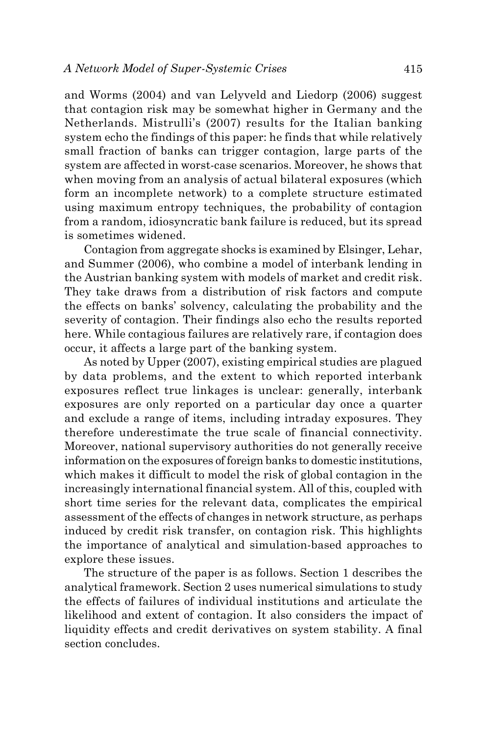and Worms (2004) and van Lelyveld and Liedorp (2006) suggest that contagion risk may be somewhat higher in Germany and the Netherlands. Mistrulli's (2007) results for the Italian banking system echo the findings of this paper: he finds that while relatively small fraction of banks can trigger contagion, large parts of the system are affected in worst-case scenarios. Moreover, he shows that when moving from an analysis of actual bilateral exposures (which form an incomplete network) to a complete structure estimated using maximum entropy techniques, the probability of contagion from a random, idiosyncratic bank failure is reduced, but its spread is sometimes widened.

Contagion from aggregate shocks is examined by Elsinger, Lehar, and Summer (2006), who combine a model of interbank lending in the Austrian banking system with models of market and credit risk. They take draws from a distribution of risk factors and compute the effects on banks' solvency, calculating the probability and the severity of contagion. Their findings also echo the results reported here. While contagious failures are relatively rare, if contagion does occur, it affects a large part of the banking system.

As noted by Upper (2007), existing empirical studies are plagued by data problems, and the extent to which reported interbank exposures reflect true linkages is unclear: generally, interbank exposures are only reported on a particular day once a quarter and exclude a range of items, including intraday exposures. They therefore underestimate the true scale of financial connectivity. Moreover, national supervisory authorities do not generally receive information on the exposures of foreign banks to domestic institutions, which makes it difficult to model the risk of global contagion in the increasingly international financial system. All of this, coupled with short time series for the relevant data, complicates the empirical assessment of the effects of changes in network structure, as perhaps induced by credit risk transfer, on contagion risk. This highlights the importance of analytical and simulation-based approaches to explore these issues.

The structure of the paper is as follows. Section 1 describes the analytical framework. Section 2 uses numerical simulations to study the effects of failures of individual institutions and articulate the likelihood and extent of contagion. It also considers the impact of liquidity effects and credit derivatives on system stability. A final section concludes.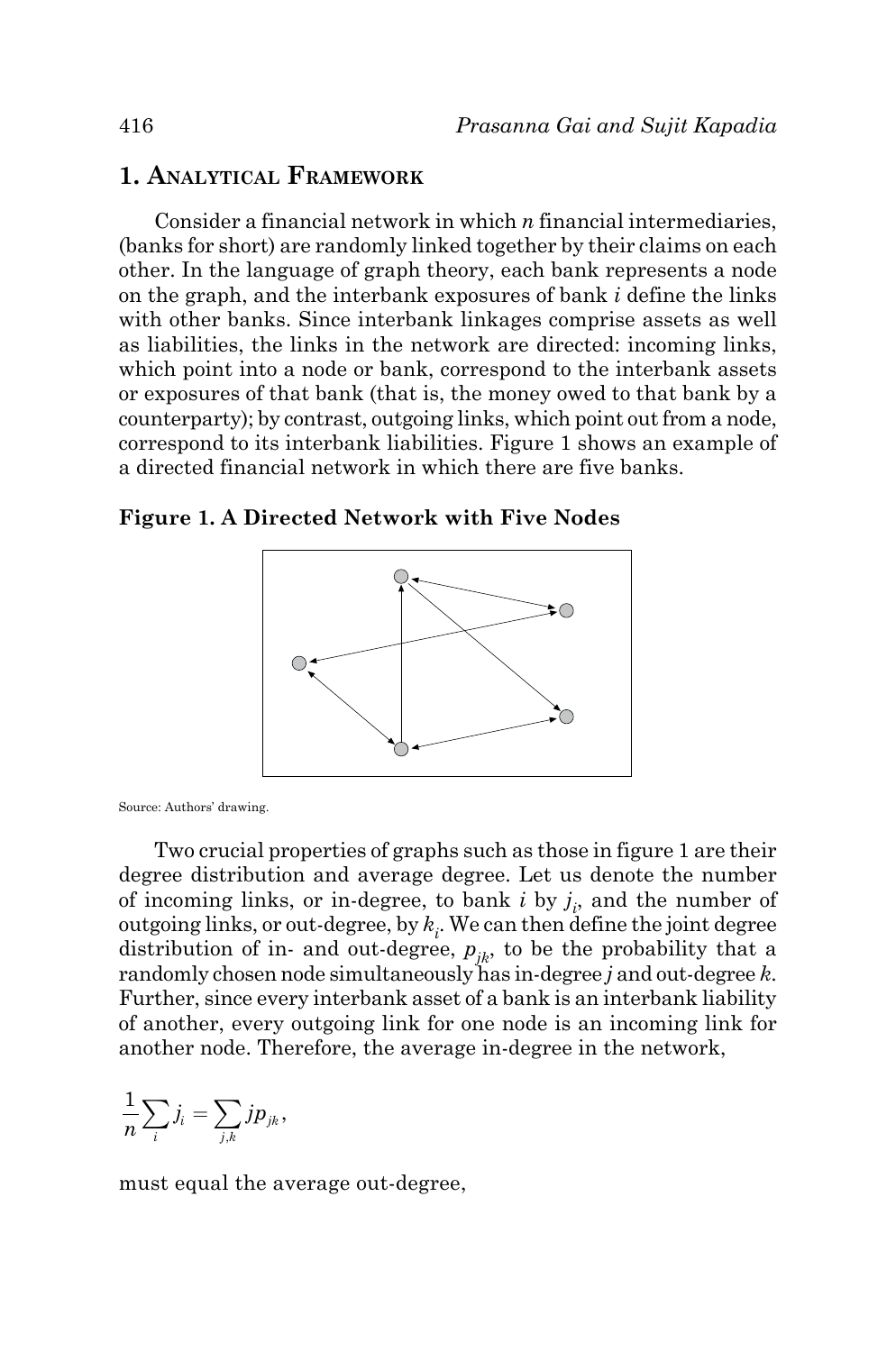## 1. Analytical Framework

Consider a financial network in which $n$ financial intermediaries, (banks for short) are randomly linked together by their claims on each other. In the language of graph theory, each bank represents a node on the graph, and the interbank exposures of bank $i$ define the links with other banks. Since interbank linkages comprise assets as well as liabilities, the links in the network are directed: incoming links, which point into a node or bank, correspond to the interbank assets or exposures of that bank (that is, the money owed to that bank by a counterparty); by contrast, outgoing links, which point out from a node, correspond to its interbank liabilities. Figure 1 shows an example of a directed financial network in which there are five banks.

**Figure 1. A Directed Network with Five Nodes**

Source: Authors' drawing.

Two crucial properties of graphs such as those in figure 1 are their degree distribution and average degree. Let us denote the number of incoming links, or in-degree, to bank $i$ by $j_i$, and the number of outgoing links, or out-degree, by $k_i$. We can then define the joint degree distribution of in- and out-degree, $p_{jk}$, to be the probability that a randomly chosen node simultaneously has in-degree $j$ and out-degree $k$. Further, since every interbank asset of a bank is an interbank liability of another, every outgoing link for one node is an incoming link for another node. Therefore, the average in-degree in the network,

$$\frac{1}{n}\sum_{i} j_i = \sum_{j,k} j p_{jk},$$

must equal the average out-degree,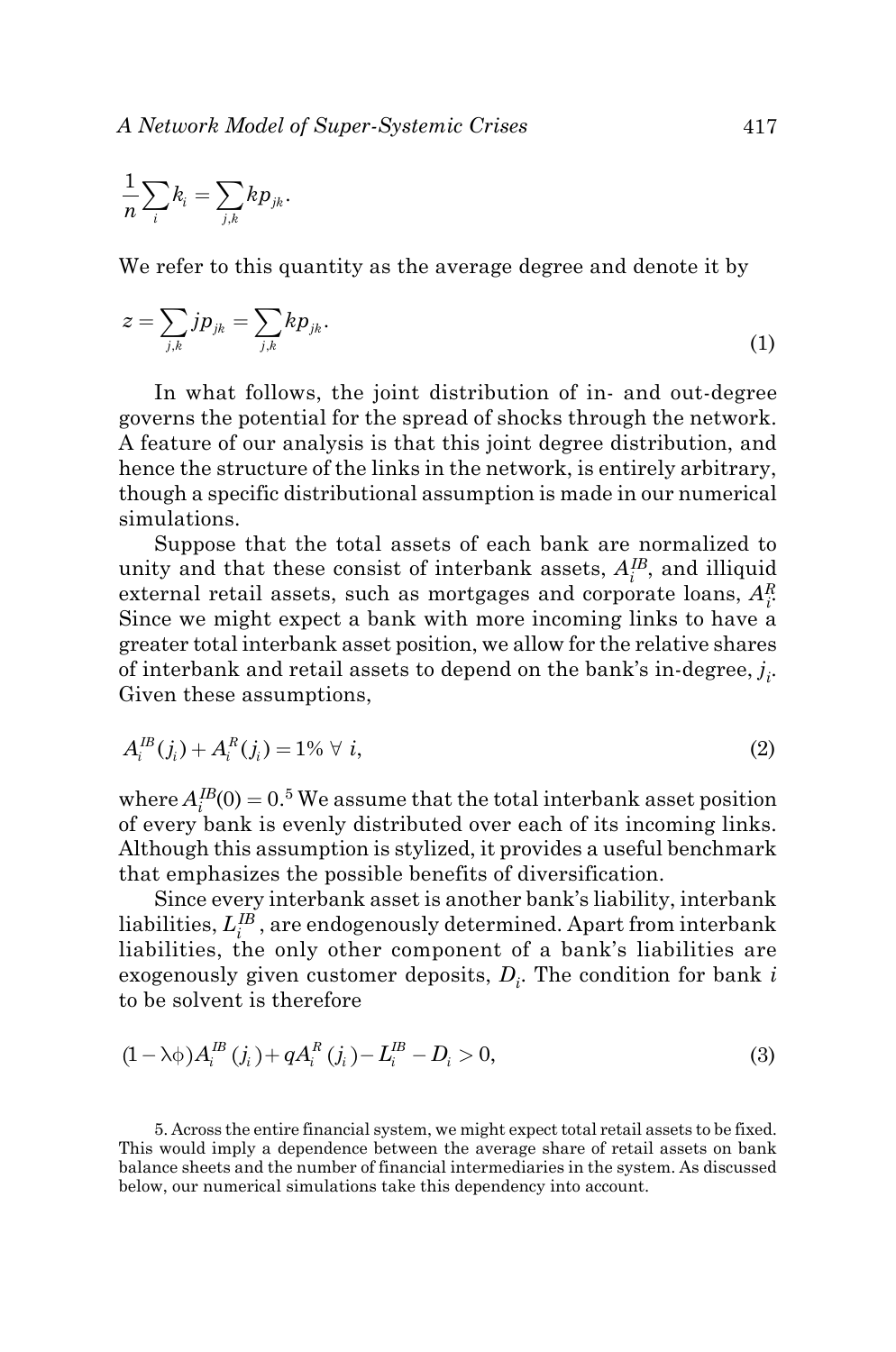$$\frac{1}{n}\sum_{i} k_i = \sum_{j,k} k p_{jk}.$$

We refer to this quantity as the average degree and denote it by

$$z = \sum_{j,k} j p_{jk} = \sum_{j,k} k p_{jk}. \tag{1}$$

In what follows, the joint distribution of in- and out-degree governs the potential for the spread of shocks through the network. A feature of our analysis is that this joint degree distribution, and hence the structure of the links in the network, is entirely arbitrary, though a specific distributional assumption is made in our numerical simulations.

Suppose that the total assets of each bank are normalized to unity and that these consist of interbank assets, $A_i^{IB}$, and illiquid external retail assets, such as mortgages and corporate loans, $A_i^R$. Since we might expect a bank with more incoming links to have a greater total interbank asset position, we allow for the relative shares of interbank and retail assets to depend on the bank's in-degree, $j_i$. Given these assumptions,

$$A_i^{IB}(j_i) + A_i^R(j_i) = 1\% \;\forall\; i, \tag{2}$$

where $A_i^{IB}(0) = 0$.[5] We assume that the total interbank asset position of every bank is evenly distributed over each of its incoming links. Although this assumption is stylized, it provides a useful benchmark that emphasizes the possible benefits of diversification.

Since every interbank asset is another bank's liability, interbank liabilities, $L_i^{IB}$, are endogenously determined. Apart from interbank liabilities, the only other component of a bank's liabilities are exogenously given customer deposits, $D_i$. The condition for bank $i$ to be solvent is therefore

$$(1 - \lambda\phi)A_i^{IB}(j_i) + qA_i^R(j_i) - L_i^{IB} - D_i > 0, \tag{3}$$

5. Across the entire financial system, we might expect total retail assets to be fixed. This would imply a dependence between the average share of retail assets on bank balance sheets and the number of financial intermediaries in the system. As discussed below, our numerical simulations take this dependency into account.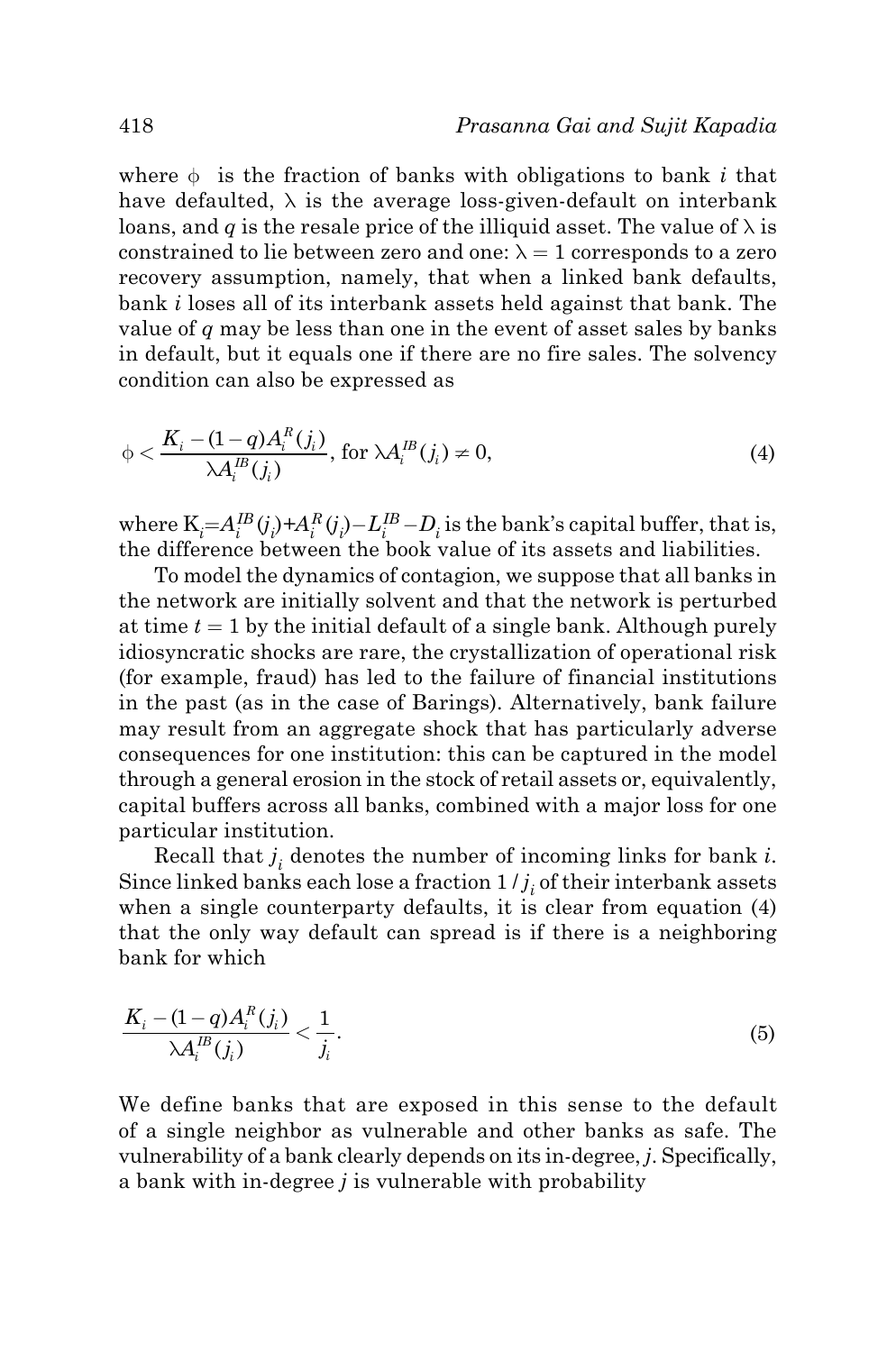where $\phi$ is the fraction of banks with obligations to bank $i$ that have defaulted, $\lambda$ is the average loss-given-default on interbank loans, and $q$ is the resale price of the illiquid asset. The value of $\lambda$ is constrained to lie between zero and one: $\lambda = 1$ corresponds to a zero recovery assumption, namely, that when a linked bank defaults, bank $i$ loses all of its interbank assets held against that bank. The value of $q$ may be less than one in the event of asset sales by banks in default, but it equals one if there are no fire sales. The solvency condition can also be expressed as

$$\phi < \frac{K_i - (1-q)A_i^R(j_i)}{\lambda A_i^{IB}(j_i)}, \text{ for } \lambda A_i^{IB}(j_i) \neq 0, \tag{4}$$

where $K_i = A_i^{IB}(j_i) + A_i^R(j_i) - L_i^{IB} - D_i$ is the bank's capital buffer, that is, the difference between the book value of its assets and liabilities.

To model the dynamics of contagion, we suppose that all banks in the network are initially solvent and that the network is perturbed at time $t = 1$ by the initial default of a single bank. Although purely idiosyncratic shocks are rare, the crystallization of operational risk (for example, fraud) has led to the failure of financial institutions in the past (as in the case of Barings). Alternatively, bank failure may result from an aggregate shock that has particularly adverse consequences for one institution: this can be captured in the model through a general erosion in the stock of retail assets or, equivalently, capital buffers across all banks, combined with a major loss for one particular institution.

Recall that $j_i$ denotes the number of incoming links for bank $i$. Since linked banks each lose a fraction $1/j_i$ of their interbank assets when a single counterparty defaults, it is clear from equation (4) that the only way default can spread is if there is a neighboring bank for which

$$\frac{K_i - (1-q)A_i^R(j_i)}{\lambda A_i^{IB}(j_i)} < \frac{1}{j_i}. \tag{5}$$

We define banks that are exposed in this sense to the default of a single neighbor as vulnerable and other banks as safe. The vulnerability of a bank clearly depends on its in-degree, $j$. Specifically, a bank with in-degree $j$ is vulnerable with probability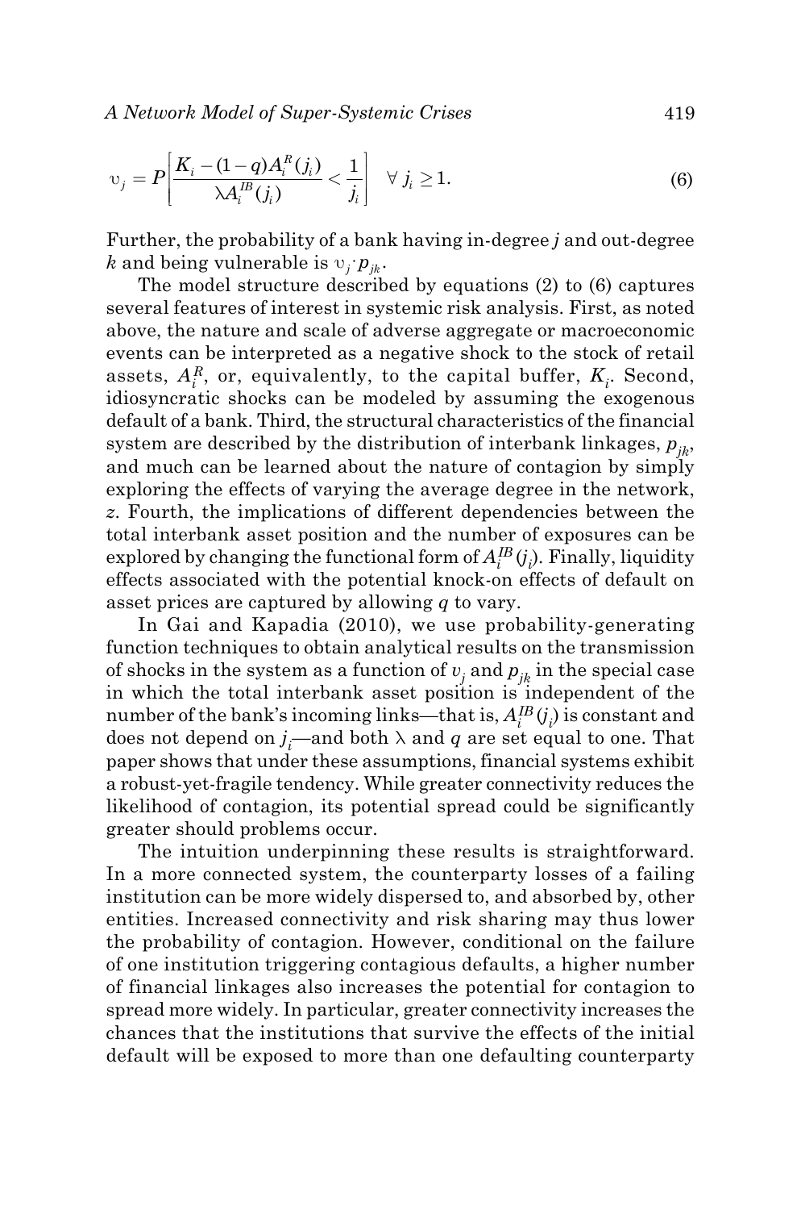$$\upsilon_j = P\left[\frac{K_i - (1-q)A_i^R(j_i)}{\lambda A_i^{IB}(j_i)} < \frac{1}{j_i}\right] \quad \forall\, j_i \geq 1. \tag{6}$$

Further, the probability of a bank having in-degree $j$ and out-degree $k$ and being vulnerable is $\upsilon_j \cdot p_{jk}$.

The model structure described by equations (2) to (6) captures several features of interest in systemic risk analysis. First, as noted above, the nature and scale of adverse aggregate or macroeconomic events can be interpreted as a negative shock to the stock of retail assets, $A_i^R$, or, equivalently, to the capital buffer, $K_i$. Second, idiosyncratic shocks can be modeled by assuming the exogenous default of a bank. Third, the structural characteristics of the financial system are described by the distribution of interbank linkages, $p_{jk}$, and much can be learned about the nature of contagion by simply exploring the effects of varying the average degree in the network, $z$. Fourth, the implications of different dependencies between the total interbank asset position and the number of exposures can be explored by changing the functional form of $A_i^{IB}(j_i)$. Finally, liquidity effects associated with the potential knock-on effects of default on asset prices are captured by allowing $q$ to vary.

In Gai and Kapadia (2010), we use probability-generating function techniques to obtain analytical results on the transmission of shocks in the system as a function of $\upsilon_j$ and $p_{jk}$ in the special case in which the total interbank asset position is independent of the number of the bank's incoming links—that is, $A_i^{IB}(j_i)$ is constant and does not depend on $j_i$—and both $\lambda$ and $q$ are set equal to one. That paper shows that under these assumptions, financial systems exhibit a robust-yet-fragile tendency. While greater connectivity reduces the likelihood of contagion, its potential spread could be significantly greater should problems occur.

The intuition underpinning these results is straightforward. In a more connected system, the counterparty losses of a failing institution can be more widely dispersed to, and absorbed by, other entities. Increased connectivity and risk sharing may thus lower the probability of contagion. However, conditional on the failure of one institution triggering contagious defaults, a higher number of financial linkages also increases the potential for contagion to spread more widely. In particular, greater connectivity increases the chances that the institutions that survive the effects of the initial default will be exposed to more than one defaulting counterparty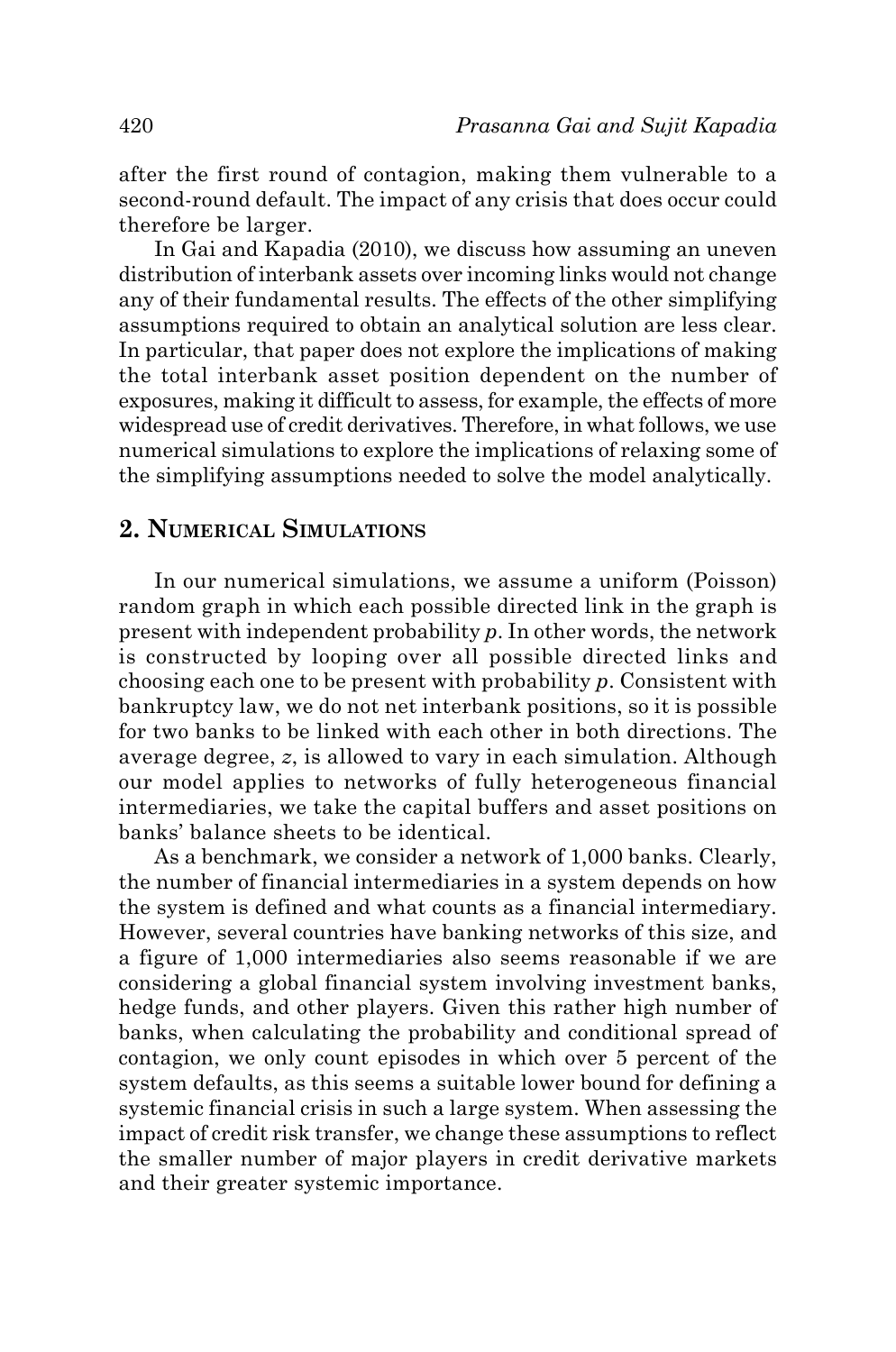after the first round of contagion, making them vulnerable to a second-round default. The impact of any crisis that does occur could therefore be larger.

In Gai and Kapadia (2010), we discuss how assuming an uneven distribution of interbank assets over incoming links would not change any of their fundamental results. The effects of the other simplifying assumptions required to obtain an analytical solution are less clear. In particular, that paper does not explore the implications of making the total interbank asset position dependent on the number of exposures, making it difficult to assess, for example, the effects of more widespread use of credit derivatives. Therefore, in what follows, we use numerical simulations to explore the implications of relaxing some of the simplifying assumptions needed to solve the model analytically.

## 2. Numerical Simulations

In our numerical simulations, we assume a uniform (Poisson) random graph in which each possible directed link in the graph is present with independent probability $p$. In other words, the network is constructed by looping over all possible directed links and choosing each one to be present with probability $p$. Consistent with bankruptcy law, we do not net interbank positions, so it is possible for two banks to be linked with each other in both directions. The average degree, $z$, is allowed to vary in each simulation. Although our model applies to networks of fully heterogeneous financial intermediaries, we take the capital buffers and asset positions on banks' balance sheets to be identical.

As a benchmark, we consider a network of 1,000 banks. Clearly, the number of financial intermediaries in a system depends on how the system is defined and what counts as a financial intermediary. However, several countries have banking networks of this size, and a figure of 1,000 intermediaries also seems reasonable if we are considering a global financial system involving investment banks, hedge funds, and other players. Given this rather high number of banks, when calculating the probability and conditional spread of contagion, we only count episodes in which over 5 percent of the system defaults, as this seems a suitable lower bound for defining a systemic financial crisis in such a large system. When assessing the impact of credit risk transfer, we change these assumptions to reflect the smaller number of major players in credit derivative markets and their greater systemic importance.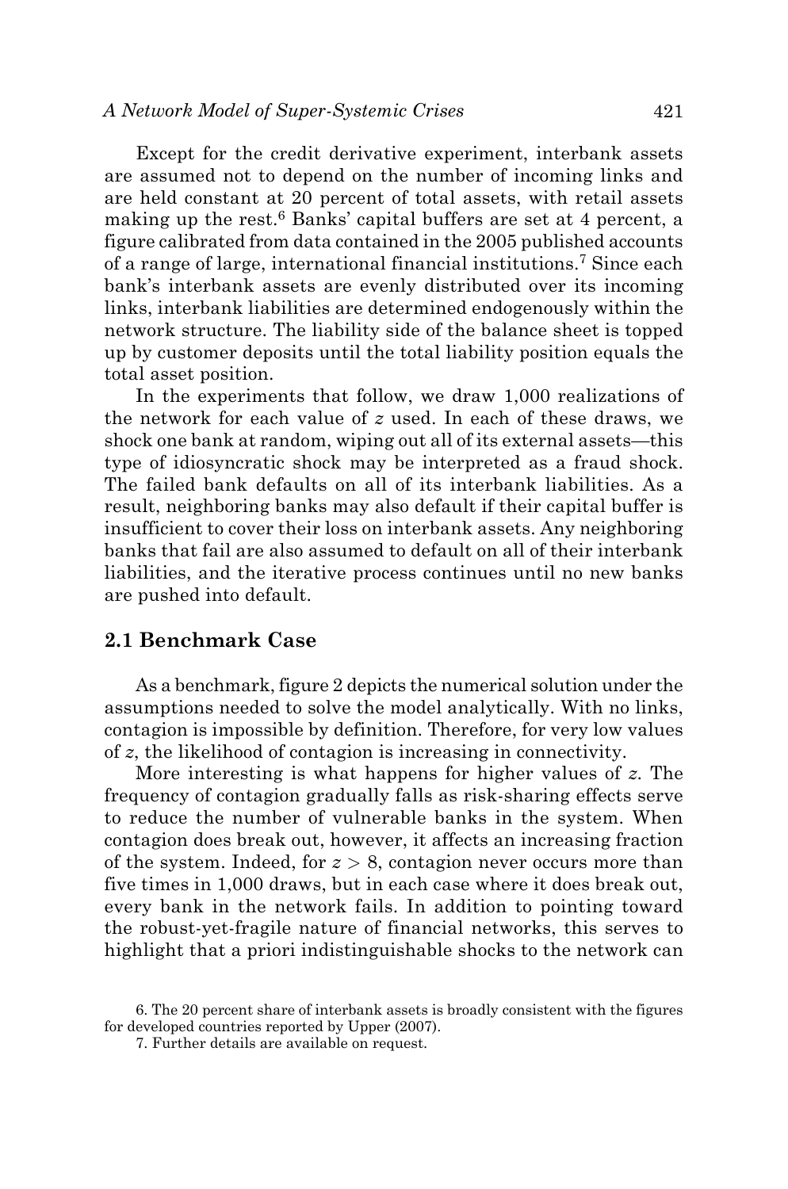Except for the credit derivative experiment, interbank assets are assumed not to depend on the number of incoming links and are held constant at 20 percent of total assets, with retail assets making up the rest.[6] Banks' capital buffers are set at 4 percent, a figure calibrated from data contained in the 2005 published accounts of a range of large, international financial institutions.[7] Since each bank's interbank assets are evenly distributed over its incoming links, interbank liabilities are determined endogenously within the network structure. The liability side of the balance sheet is topped up by customer deposits until the total liability position equals the total asset position.

In the experiments that follow, we draw 1,000 realizations of the network for each value of $z$ used. In each of these draws, we shock one bank at random, wiping out all of its external assets—this type of idiosyncratic shock may be interpreted as a fraud shock. The failed bank defaults on all of its interbank liabilities. As a result, neighboring banks may also default if their capital buffer is insufficient to cover their loss on interbank assets. Any neighboring banks that fail are also assumed to default on all of their interbank liabilities, and the iterative process continues until no new banks are pushed into default.

## 2.1 Benchmark Case

As a benchmark, figure 2 depicts the numerical solution under the assumptions needed to solve the model analytically. With no links, contagion is impossible by definition. Therefore, for very low values of $z$, the likelihood of contagion is increasing in connectivity.

More interesting is what happens for higher values of $z$. The frequency of contagion gradually falls as risk-sharing effects serve to reduce the number of vulnerable banks in the system. When contagion does break out, however, it affects an increasing fraction of the system. Indeed, for $z > 8$, contagion never occurs more than five times in 1,000 draws, but in each case where it does break out, every bank in the network fails. In addition to pointing toward the robust-yet-fragile nature of financial networks, this serves to highlight that a priori indistinguishable shocks to the network can

6. The 20 percent share of interbank assets is broadly consistent with the figures for developed countries reported by Upper (2007).

7. Further details are available on request.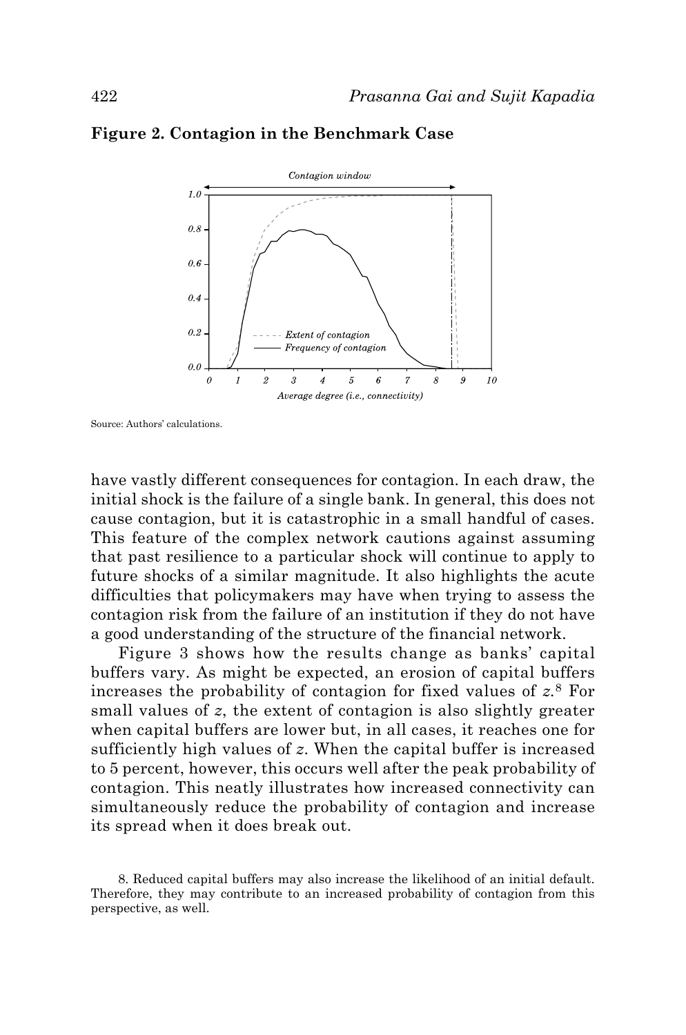**Figure 2. Contagion in the Benchmark Case**

Source: Authors' calculations.

have vastly different consequences for contagion. In each draw, the initial shock is the failure of a single bank. In general, this does not cause contagion, but it is catastrophic in a small handful of cases. This feature of the complex network cautions against assuming that past resilience to a particular shock will continue to apply to future shocks of a similar magnitude. It also highlights the acute difficulties that policymakers may have when trying to assess the contagion risk from the failure of an institution if they do not have a good understanding of the structure of the financial network.

Figure 3 shows how the results change as banks' capital buffers vary. As might be expected, an erosion of capital buffers increases the probability of contagion for fixed values of $z$.[8] For small values of $z$, the extent of contagion is also slightly greater when capital buffers are lower but, in all cases, it reaches one for sufficiently high values of $z$. When the capital buffer is increased to 5 percent, however, this occurs well after the peak probability of contagion. This neatly illustrates how increased connectivity can simultaneously reduce the probability of contagion and increase its spread when it does break out.

8. Reduced capital buffers may also increase the likelihood of an initial default. Therefore, they may contribute to an increased probability of contagion from this perspective, as well.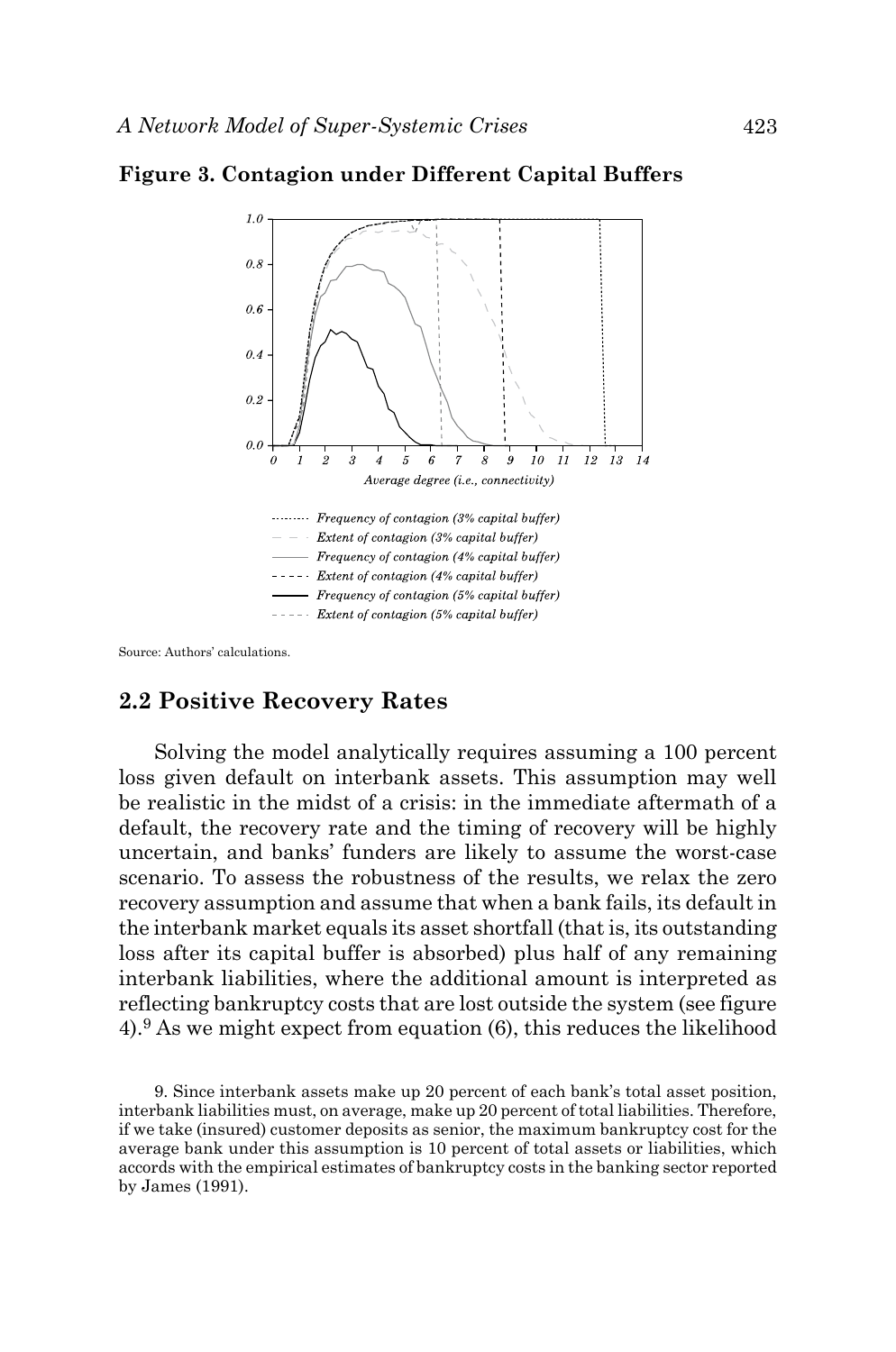**Figure 3. Contagion under Different Capital Buffers**

Source: Authors' calculations.

## 2.2 Positive Recovery Rates

Solving the model analytically requires assuming a 100 percent loss given default on interbank assets. This assumption may well be realistic in the midst of a crisis: in the immediate aftermath of a default, the recovery rate and the timing of recovery will be highly uncertain, and banks' funders are likely to assume the worst-case scenario. To assess the robustness of the results, we relax the zero recovery assumption and assume that when a bank fails, its default in the interbank market equals its asset shortfall (that is, its outstanding loss after its capital buffer is absorbed) plus half of any remaining interbank liabilities, where the additional amount is interpreted as reflecting bankruptcy costs that are lost outside the system (see figure 4).[9] As we might expect from equation (6), this reduces the likelihood

9. Since interbank assets make up 20 percent of each bank's total asset position, interbank liabilities must, on average, make up 20 percent of total liabilities. Therefore, if we take (insured) customer deposits as senior, the maximum bankruptcy cost for the average bank under this assumption is 10 percent of total assets or liabilities, which accords with the empirical estimates of bankruptcy costs in the banking sector reported by James (1991).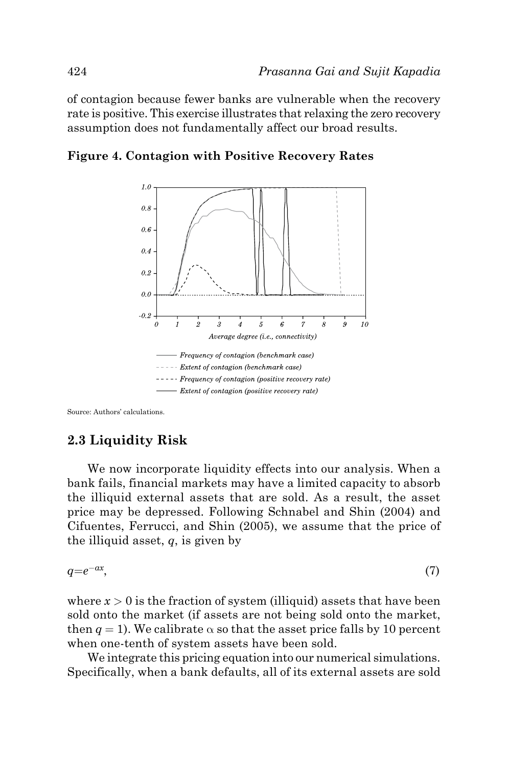of contagion because fewer banks are vulnerable when the recovery rate is positive. This exercise illustrates that relaxing the zero recovery assumption does not fundamentally affect our broad results.

**Figure 4. Contagion with Positive Recovery Rates**

Source: Authors' calculations.

## 2.3 Liquidity Risk

We now incorporate liquidity effects into our analysis. When a bank fails, financial markets may have a limited capacity to absorb the illiquid external assets that are sold. As a result, the asset price may be depressed. Following Schnabel and Shin (2004) and Cifuentes, Ferrucci, and Shin (2005), we assume that the price of the illiquid asset, $q$, is given by

$$q = e^{-\alpha x}, \tag{7}$$

where $x > 0$ is the fraction of system (illiquid) assets that have been sold onto the market (if assets are not being sold onto the market, then $q = 1$). We calibrate $\alpha$ so that the asset price falls by 10 percent when one-tenth of system assets have been sold.

We integrate this pricing equation into our numerical simulations. Specifically, when a bank defaults, all of its external assets are sold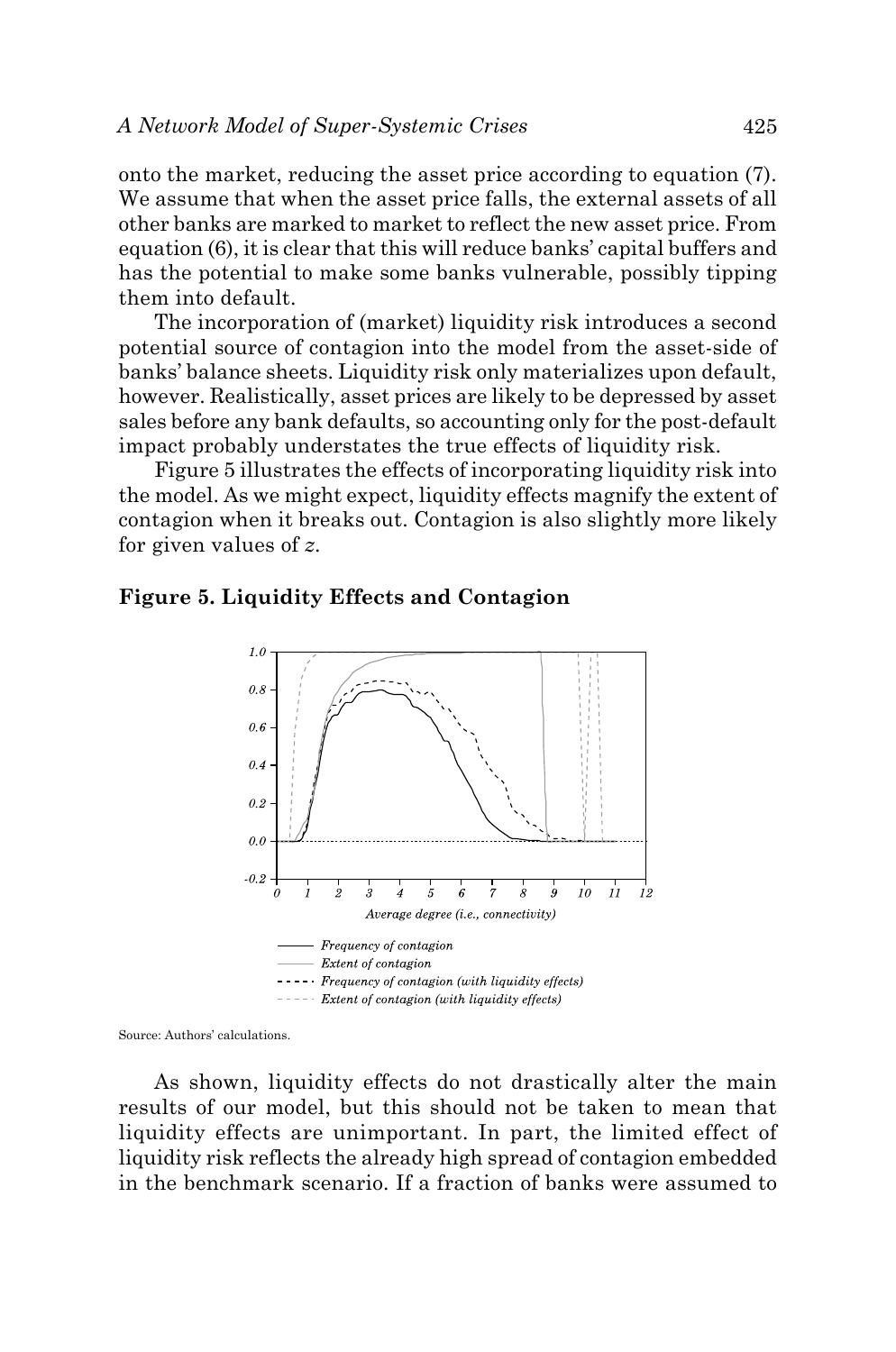onto the market, reducing the asset price according to equation (7). We assume that when the asset price falls, the external assets of all other banks are marked to market to reflect the new asset price. From equation (6), it is clear that this will reduce banks' capital buffers and has the potential to make some banks vulnerable, possibly tipping them into default.

The incorporation of (market) liquidity risk introduces a second potential source of contagion into the model from the asset-side of banks' balance sheets. Liquidity risk only materializes upon default, however. Realistically, asset prices are likely to be depressed by asset sales before any bank defaults, so accounting only for the post-default impact probably understates the true effects of liquidity risk.

Figure 5 illustrates the effects of incorporating liquidity risk into the model. As we might expect, liquidity effects magnify the extent of contagion when it breaks out. Contagion is also slightly more likely for given values of $z$.

**Figure 5. Liquidity Effects and Contagion**

Source: Authors' calculations.

As shown, liquidity effects do not drastically alter the main results of our model, but this should not be taken to mean that liquidity effects are unimportant. In part, the limited effect of liquidity risk reflects the already high spread of contagion embedded in the benchmark scenario. If a fraction of banks were assumed to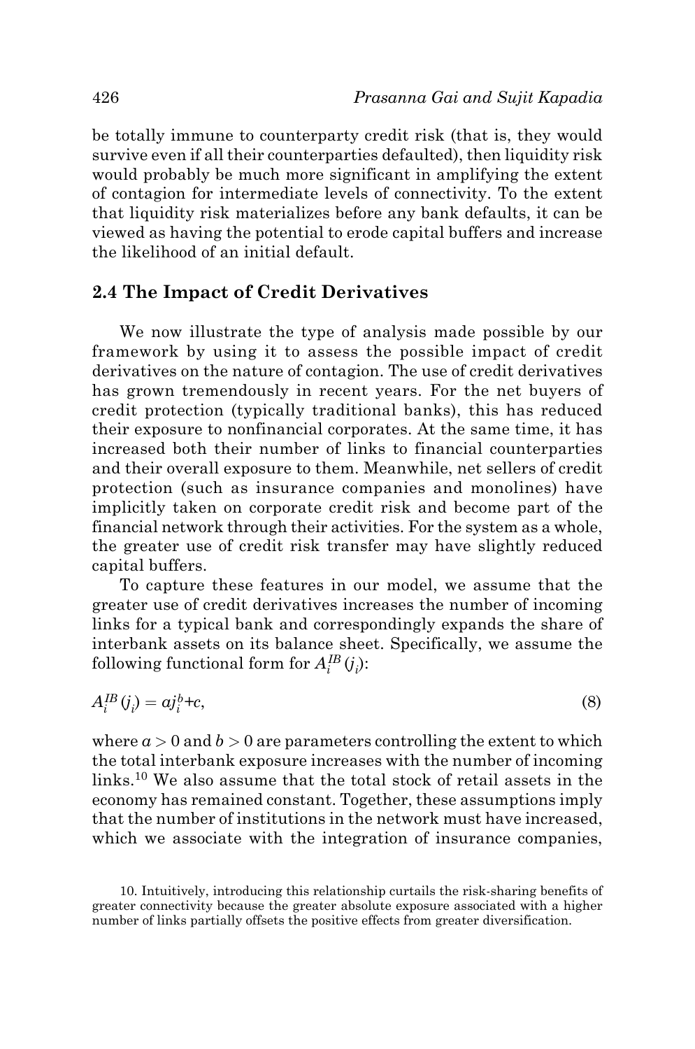be totally immune to counterparty credit risk (that is, they would survive even if all their counterparties defaulted), then liquidity risk would probably be much more significant in amplifying the extent of contagion for intermediate levels of connectivity. To the extent that liquidity risk materializes before any bank defaults, it can be viewed as having the potential to erode capital buffers and increase the likelihood of an initial default.

## 2.4 The Impact of Credit Derivatives

We now illustrate the type of analysis made possible by our framework by using it to assess the possible impact of credit derivatives on the nature of contagion. The use of credit derivatives has grown tremendously in recent years. For the net buyers of credit protection (typically traditional banks), this has reduced their exposure to nonfinancial corporates. At the same time, it has increased both their number of links to financial counterparties and their overall exposure to them. Meanwhile, net sellers of credit protection (such as insurance companies and monolines) have implicitly taken on corporate credit risk and become part of the financial network through their activities. For the system as a whole, the greater use of credit risk transfer may have slightly reduced capital buffers.

To capture these features in our model, we assume that the greater use of credit derivatives increases the number of incoming links for a typical bank and correspondingly expands the share of interbank assets on its balance sheet. Specifically, we assume the following functional form for $A_i^{IB}(j_i)$:

$$A_i^{IB}(j_i) = aj_i^b + c, \tag{8}$$

where $a > 0$ and $b > 0$ are parameters controlling the extent to which the total interbank exposure increases with the number of incoming links.[10] We also assume that the total stock of retail assets in the economy has remained constant. Together, these assumptions imply that the number of institutions in the network must have increased, which we associate with the integration of insurance companies,

10. Intuitively, introducing this relationship curtails the risk-sharing benefits of greater connectivity because the greater absolute exposure associated with a higher number of links partially offsets the positive effects from greater diversification.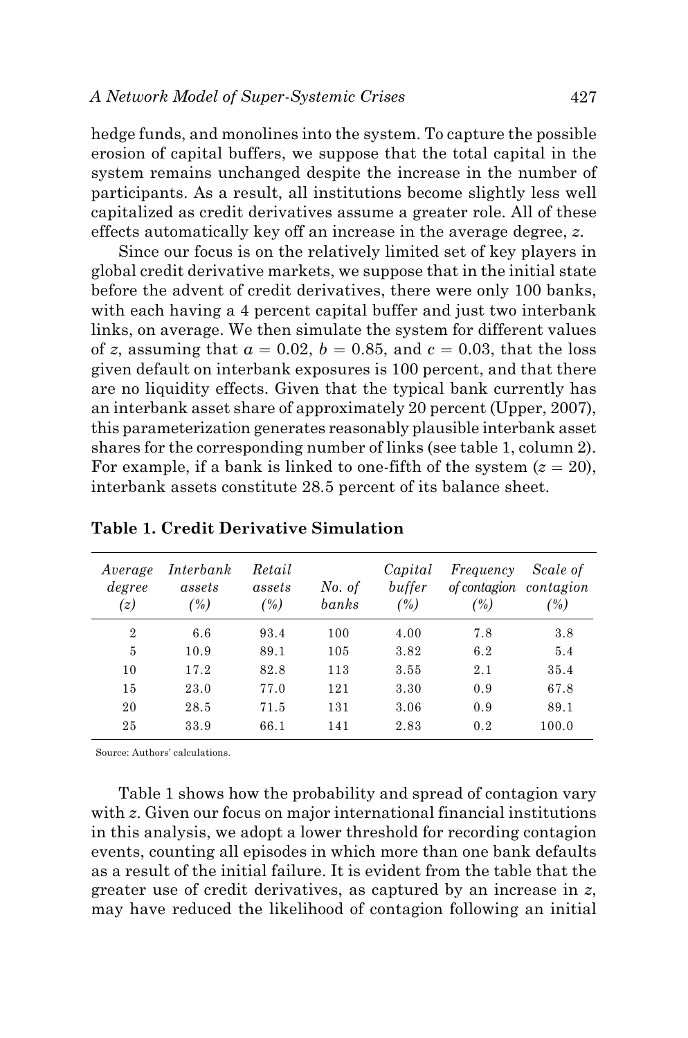hedge funds, and monolines into the system. To capture the possible erosion of capital buffers, we suppose that the total capital in the system remains unchanged despite the increase in the number of participants. As a result, all institutions become slightly less well capitalized as credit derivatives assume a greater role. All of these effects automatically key off an increase in the average degree, $z$.

Since our focus is on the relatively limited set of key players in global credit derivative markets, we suppose that in the initial state before the advent of credit derivatives, there were only 100 banks, with each having a 4 percent capital buffer and just two interbank links, on average. We then simulate the system for different values of $z$, assuming that $a = 0.02$, $b = 0.85$, and $c = 0.03$, that the loss given default on interbank exposures is 100 percent, and that there are no liquidity effects. Given that the typical bank currently has an interbank asset share of approximately 20 percent (Upper, 2007), this parameterization generates reasonably plausible interbank asset shares for the corresponding number of links (see table 1, column 2). For example, if a bank is linked to one-fifth of the system ($z = 20$), interbank assets constitute 28.5 percent of its balance sheet.

**Table 1. Credit Derivative Simulation**

| *Average degree (z)* | *Interbank assets (%)* | *Retail assets (%)* | *No. of banks* | *Capital buffer (%)* | *Frequency of contagion (%)* | *Scale of contagion (%)* |
|---|---|---|---|---|---|---|
| 2 | 6.6 | 93.4 | 100 | 4.00 | 7.8 | 3.8 |
| 5 | 10.9 | 89.1 | 105 | 3.82 | 6.2 | 5.4 |
| 10 | 17.2 | 82.8 | 113 | 3.55 | 2.1 | 35.4 |
| 15 | 23.0 | 77.0 | 121 | 3.30 | 0.9 | 67.8 |
| 20 | 28.5 | 71.5 | 131 | 3.06 | 0.9 | 89.1 |
| 25 | 33.9 | 66.1 | 141 | 2.83 | 0.2 | 100.0 |

Source: Authors' calculations.

Table 1 shows how the probability and spread of contagion vary with $z$. Given our focus on major international financial institutions in this analysis, we adopt a lower threshold for recording contagion events, counting all episodes in which more than one bank defaults as a result of the initial failure. It is evident from the table that the greater use of credit derivatives, as captured by an increase in $z$, may have reduced the likelihood of contagion following an initial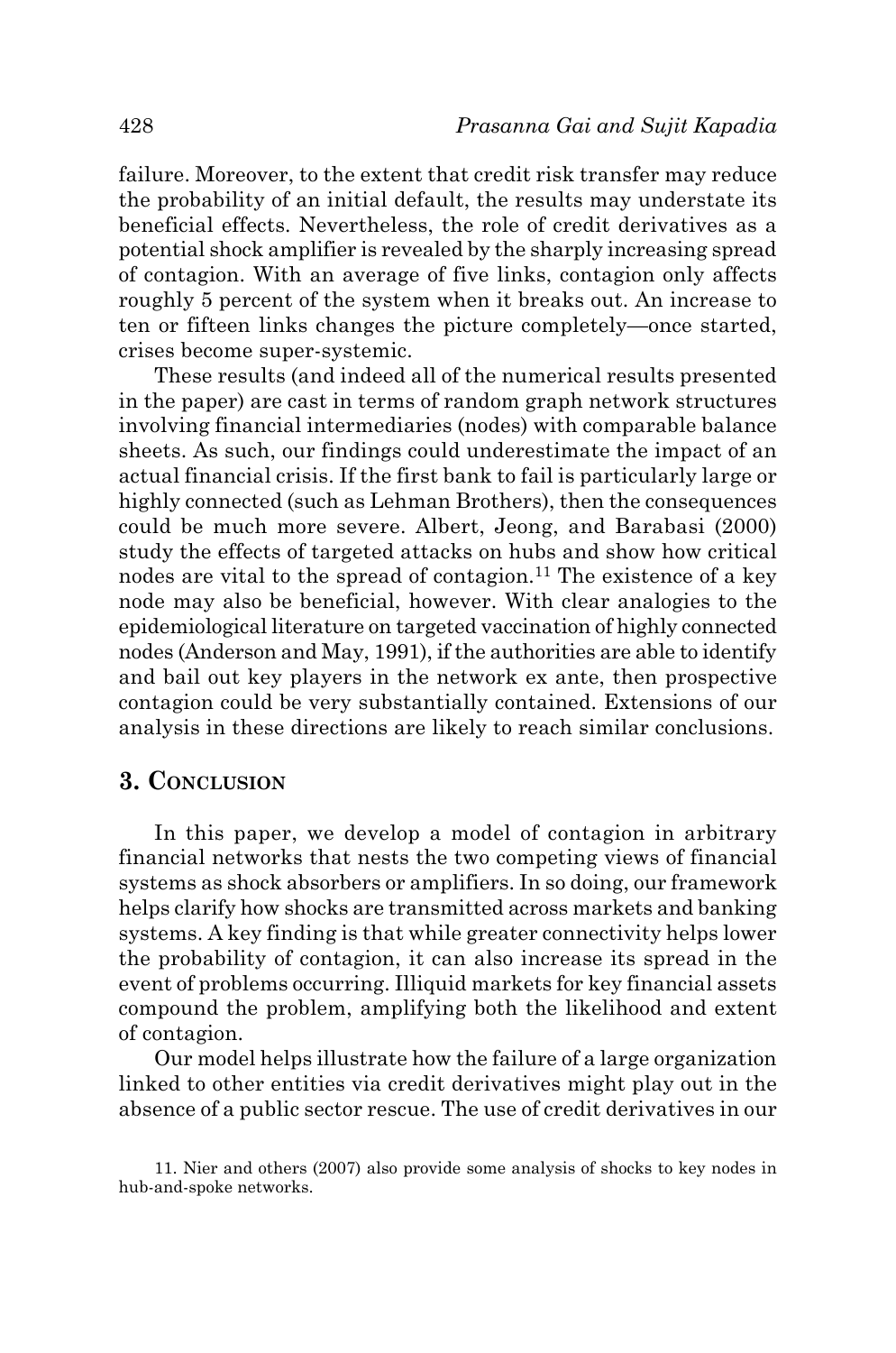failure. Moreover, to the extent that credit risk transfer may reduce the probability of an initial default, the results may understate its beneficial effects. Nevertheless, the role of credit derivatives as a potential shock amplifier is revealed by the sharply increasing spread of contagion. With an average of five links, contagion only affects roughly 5 percent of the system when it breaks out. An increase to ten or fifteen links changes the picture completely—once started, crises become super-systemic.

These results (and indeed all of the numerical results presented in the paper) are cast in terms of random graph network structures involving financial intermediaries (nodes) with comparable balance sheets. As such, our findings could underestimate the impact of an actual financial crisis. If the first bank to fail is particularly large or highly connected (such as Lehman Brothers), then the consequences could be much more severe. Albert, Jeong, and Barabasi (2000) study the effects of targeted attacks on hubs and show how critical nodes are vital to the spread of contagion.[11] The existence of a key node may also be beneficial, however. With clear analogies to the epidemiological literature on targeted vaccination of highly connected nodes (Anderson and May, 1991), if the authorities are able to identify and bail out key players in the network ex ante, then prospective contagion could be very substantially contained. Extensions of our analysis in these directions are likely to reach similar conclusions.

## 3. Conclusion

In this paper, we develop a model of contagion in arbitrary financial networks that nests the two competing views of financial systems as shock absorbers or amplifiers. In so doing, our framework helps clarify how shocks are transmitted across markets and banking systems. A key finding is that while greater connectivity helps lower the probability of contagion, it can also increase its spread in the event of problems occurring. Illiquid markets for key financial assets compound the problem, amplifying both the likelihood and extent of contagion.

Our model helps illustrate how the failure of a large organization linked to other entities via credit derivatives might play out in the absence of a public sector rescue. The use of credit derivatives in our

11. Nier and others (2007) also provide some analysis of shocks to key nodes in hub-and-spoke networks.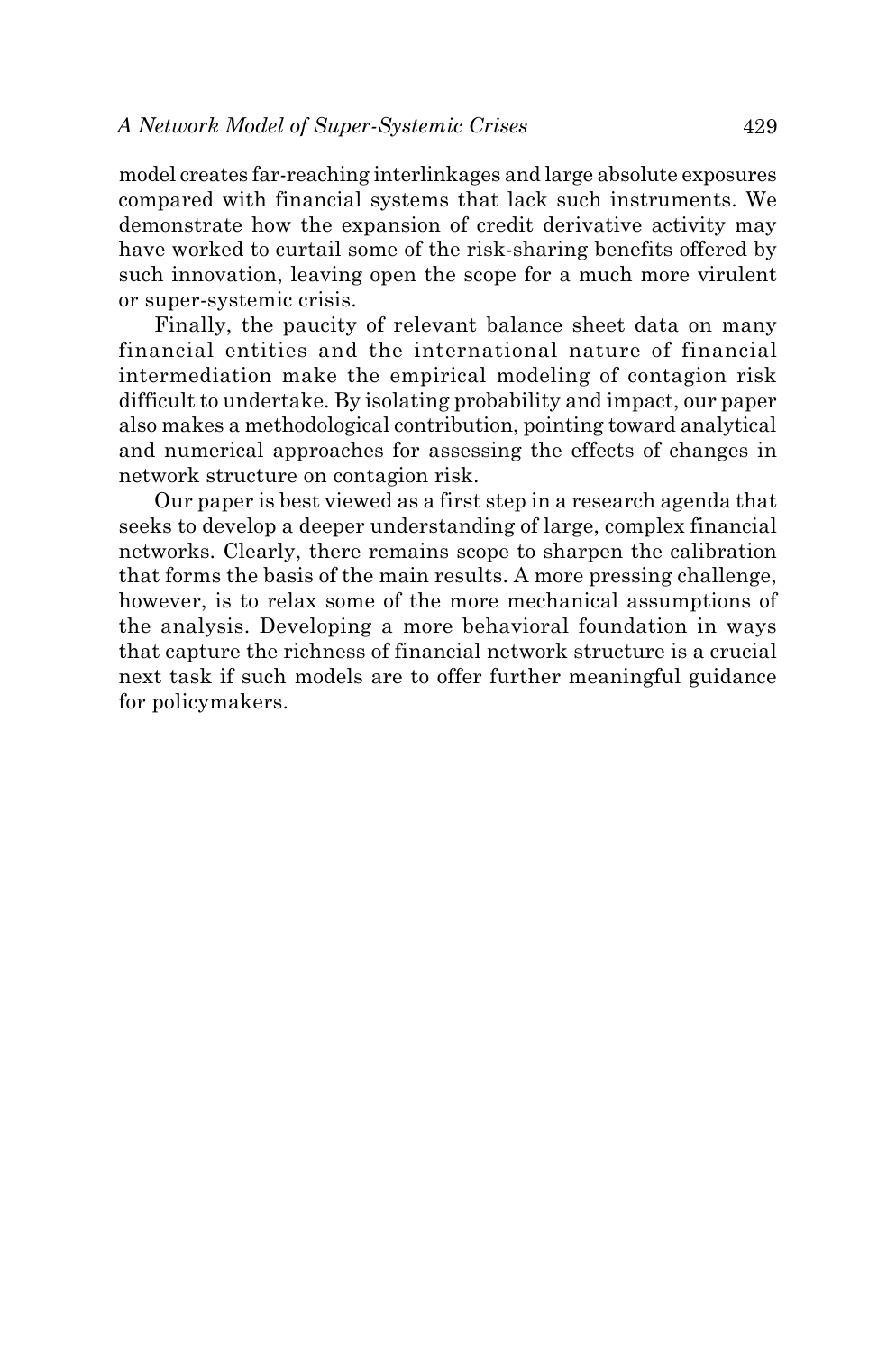model creates far-reaching interlinkages and large absolute exposures compared with financial systems that lack such instruments. We demonstrate how the expansion of credit derivative activity may have worked to curtail some of the risk-sharing benefits offered by such innovation, leaving open the scope for a much more virulent or super-systemic crisis.

Finally, the paucity of relevant balance sheet data on many financial entities and the international nature of financial intermediation make the empirical modeling of contagion risk difficult to undertake. By isolating probability and impact, our paper also makes a methodological contribution, pointing toward analytical and numerical approaches for assessing the effects of changes in network structure on contagion risk.

Our paper is best viewed as a first step in a research agenda that seeks to develop a deeper understanding of large, complex financial networks. Clearly, there remains scope to sharpen the calibration that forms the basis of the main results. A more pressing challenge, however, is to relax some of the more mechanical assumptions of the analysis. Developing a more behavioral foundation in ways that capture the richness of financial network structure is a crucial next task if such models are to offer further meaningful guidance for policymakers.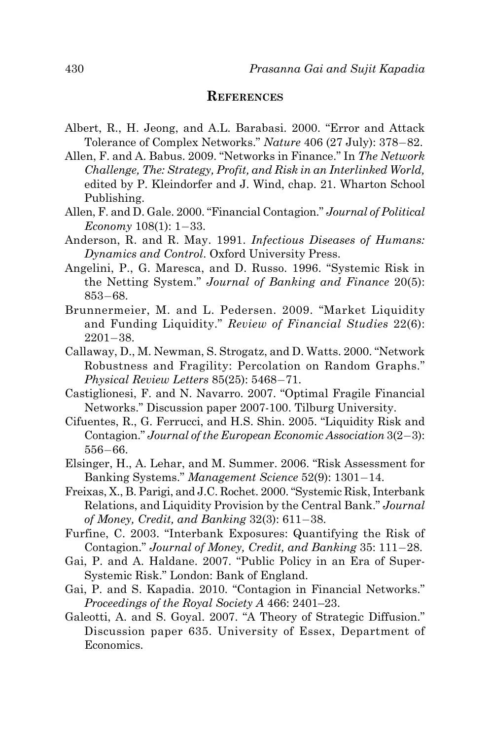## References

Albert, R., H. Jeong, and A.L. Barabasi. 2000. "Error and Attack Tolerance of Complex Networks." *Nature* 406 (27 July): 378−82.

Allen, F. and A. Babus. 2009. "Networks in Finance." In *The Network Challenge, The: Strategy, Profit, and Risk in an Interlinked World,* edited by P. Kleindorfer and J. Wind, chap. 21. Wharton School Publishing.

Allen, F. and D. Gale. 2000. "Financial Contagion." *Journal of Political Economy* 108(1): 1−33.

Anderson, R. and R. May. 1991. *Infectious Diseases of Humans: Dynamics and Control*. Oxford University Press.

Angelini, P., G. Maresca, and D. Russo. 1996. "Systemic Risk in the Netting System." *Journal of Banking and Finance* 20(5): 853−68.

Brunnermeier, M. and L. Pedersen. 2009. "Market Liquidity and Funding Liquidity." *Review of Financial Studies* 22(6): 2201−38.

Callaway, D., M. Newman, S. Strogatz, and D. Watts. 2000. "Network Robustness and Fragility: Percolation on Random Graphs." *Physical Review Letters* 85(25): 5468−71.

Castiglionesi, F. and N. Navarro. 2007. "Optimal Fragile Financial Networks." Discussion paper 2007-100. Tilburg University.

Cifuentes, R., G. Ferrucci, and H.S. Shin. 2005. "Liquidity Risk and Contagion." *Journal of the European Economic Association* 3(2−3): 556−66.

Elsinger, H., A. Lehar, and M. Summer. 2006. "Risk Assessment for Banking Systems." *Management Science* 52(9): 1301−14.

Freixas, X., B. Parigi, and J.C. Rochet. 2000. "Systemic Risk, Interbank Relations, and Liquidity Provision by the Central Bank." *Journal of Money, Credit, and Banking* 32(3): 611−38.

Furfine, C. 2003. "Interbank Exposures: Quantifying the Risk of Contagion." *Journal of Money, Credit, and Banking* 35: 111−28.

Gai, P. and A. Haldane. 2007. "Public Policy in an Era of Super-Systemic Risk." London: Bank of England.

Gai, P. and S. Kapadia. 2010. "Contagion in Financial Networks." *Proceedings of the Royal Society A* 466: 2401–23.

Galeotti, A. and S. Goyal. 2007. "A Theory of Strategic Diffusion." Discussion paper 635. University of Essex, Department of Economics.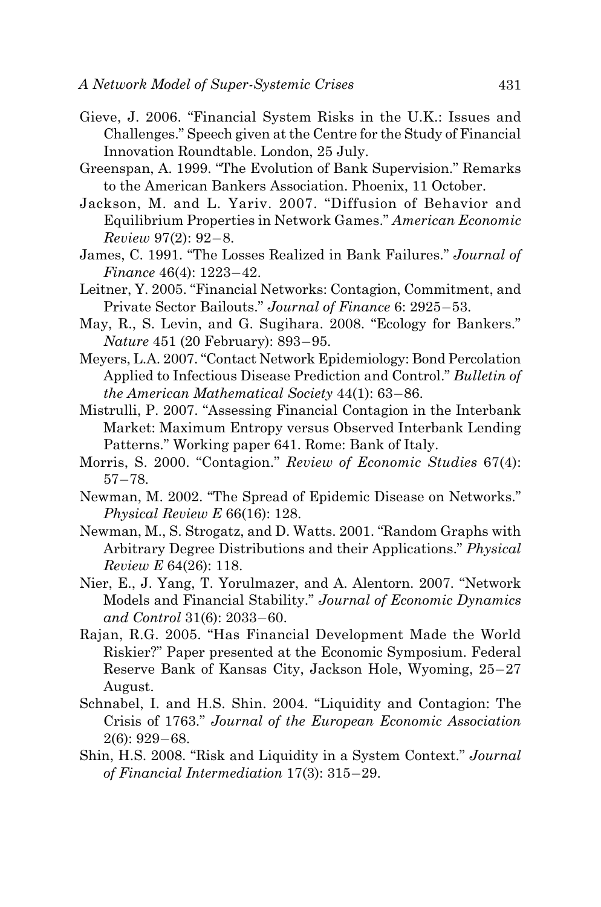Gieve, J. 2006. "Financial System Risks in the U.K.: Issues and Challenges." Speech given at the Centre for the Study of Financial Innovation Roundtable. London, 25 July.

Greenspan, A. 1999. "The Evolution of Bank Supervision." Remarks to the American Bankers Association. Phoenix, 11 October.

Jackson, M. and L. Yariv. 2007. "Diffusion of Behavior and Equilibrium Properties in Network Games." *American Economic Review* 97(2): 92−8.

James, C. 1991. "The Losses Realized in Bank Failures." *Journal of Finance* 46(4): 1223−42.

Leitner, Y. 2005. "Financial Networks: Contagion, Commitment, and Private Sector Bailouts." *Journal of Finance* 6: 2925−53.

May, R., S. Levin, and G. Sugihara. 2008. "Ecology for Bankers." *Nature* 451 (20 February): 893−95.

Meyers, L.A. 2007. "Contact Network Epidemiology: Bond Percolation Applied to Infectious Disease Prediction and Control." *Bulletin of the American Mathematical Society* 44(1): 63−86.

Mistrulli, P. 2007. "Assessing Financial Contagion in the Interbank Market: Maximum Entropy versus Observed Interbank Lending Patterns." Working paper 641. Rome: Bank of Italy.

Morris, S. 2000. "Contagion." *Review of Economic Studies* 67(4): 57−78.

Newman, M. 2002. "The Spread of Epidemic Disease on Networks." *Physical Review E* 66(16): 128.

Newman, M., S. Strogatz, and D. Watts. 2001. "Random Graphs with Arbitrary Degree Distributions and their Applications." *Physical Review E* 64(26): 118.

Nier, E., J. Yang, T. Yorulmazer, and A. Alentorn. 2007. "Network Models and Financial Stability." *Journal of Economic Dynamics and Control* 31(6): 2033−60.

Rajan, R.G. 2005. "Has Financial Development Made the World Riskier?" Paper presented at the Economic Symposium. Federal Reserve Bank of Kansas City, Jackson Hole, Wyoming, 25−27 August.

Schnabel, I. and H.S. Shin. 2004. "Liquidity and Contagion: The Crisis of 1763." *Journal of the European Economic Association* 2(6): 929−68.

Shin, H.S. 2008. "Risk and Liquidity in a System Context." *Journal of Financial Intermediation* 17(3): 315−29.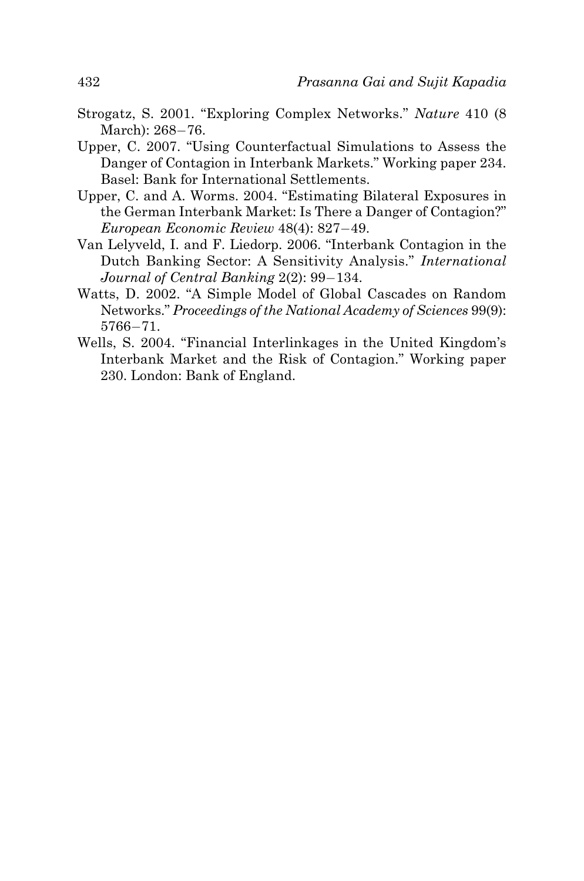Strogatz, S. 2001. “Exploring Complex Networks.” *Nature* 410 (8 March): 268−76.

Upper, C. 2007. “Using Counterfactual Simulations to Assess the Danger of Contagion in Interbank Markets.” Working paper 234. Basel: Bank for International Settlements.

Upper, C. and A. Worms. 2004. “Estimating Bilateral Exposures in the German Interbank Market: Is There a Danger of Contagion?” *European Economic Review* 48(4): 827−49.

Van Lelyveld, I. and F. Liedorp. 2006. “Interbank Contagion in the Dutch Banking Sector: A Sensitivity Analysis.” *International Journal of Central Banking* 2(2): 99−134.

Watts, D. 2002. “A Simple Model of Global Cascades on Random Networks.” *Proceedings of the National Academy of Sciences* 99(9): 5766−71.

Wells, S. 2004. “Financial Interlinkages in the United Kingdom’s Interbank Market and the Risk of Contagion.” Working paper 230. London: Bank of England.